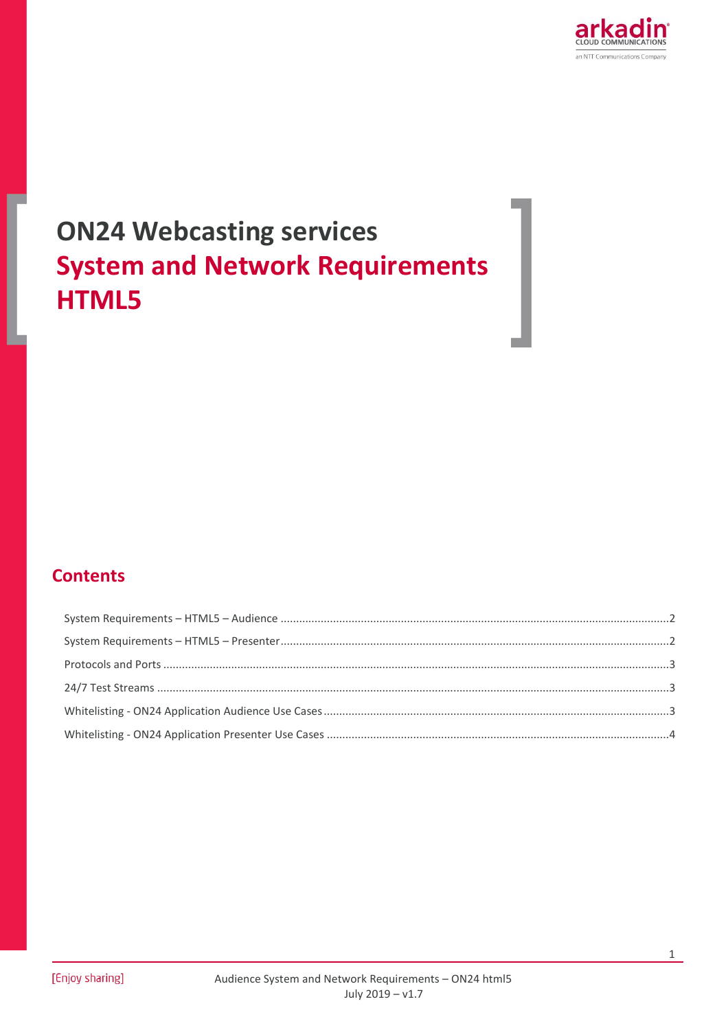# ON24 Webcasting services
# System and Network Requirements
# HTML5

## Contents

System Requirements – HTML5 – Audience ....................2

System Requirements – HTML5 – Presenter ....................2

Protocols and Ports ....................3

24/7 Test Streams ....................3

Whitelisting - ON24 Application Audience Use Cases ....................3

Whitelisting - ON24 Application Presenter Use Cases ....................4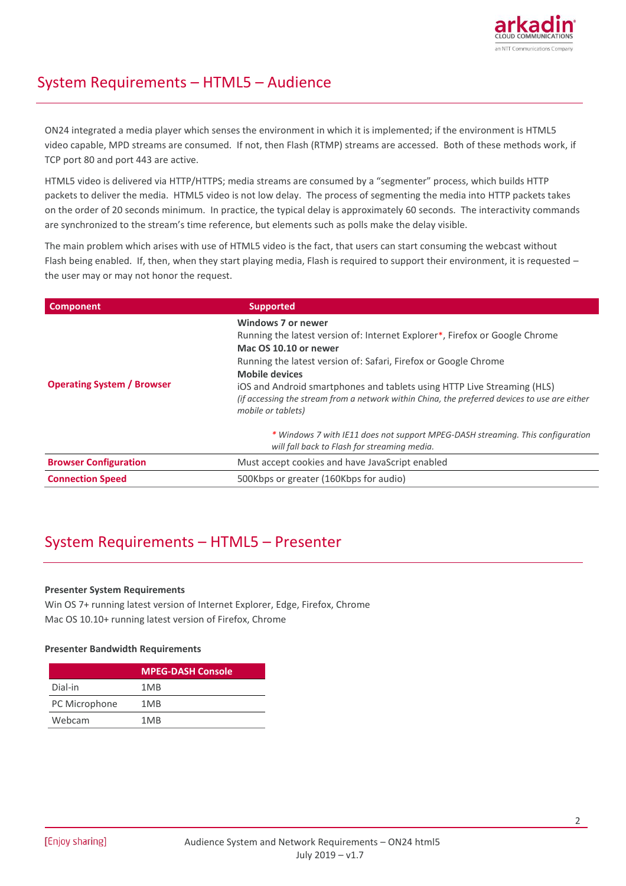## System Requirements – HTML5 – Audience

ON24 integrated a media player which senses the environment in which it is implemented; if the environment is HTML5 video capable, MPD streams are consumed. If not, then Flash (RTMP) streams are accessed. Both of these methods work, if TCP port 80 and port 443 are active.

HTML5 video is delivered via HTTP/HTTPS; media streams are consumed by a "segmenter" process, which builds HTTP packets to deliver the media. HTML5 video is not low delay. The process of segmenting the media into HTTP packets takes on the order of 20 seconds minimum. In practice, the typical delay is approximately 60 seconds. The interactivity commands are synchronized to the stream's time reference, but elements such as polls make the delay visible.

The main problem which arises with use of HTML5 video is the fact, that users can start consuming the webcast without Flash being enabled. If, then, when they start playing media, Flash is required to support their environment, it is requested – the user may or may not honor the request.

| Component | Supported |
|---|---|
| **Operating System / Browser** | **Windows 7 or newer**<br>Running the latest version of: Internet Explorer*, Firefox or Google Chrome<br>**Mac OS 10.10 or newer**<br>Running the latest version of: Safari, Firefox or Google Chrome<br>**Mobile devices**<br>iOS and Android smartphones and tablets using HTTP Live Streaming (HLS)<br>*(if accessing the stream from a network within China, the preferred devices to use are either mobile or tablets)*<br><br>*\* Windows 7 with IE11 does not support MPEG-DASH streaming. This configuration will fall back to Flash for streaming media.* |
| **Browser Configuration** | Must accept cookies and have JavaScript enabled |
| **Connection Speed** | 500Kbps or greater (160Kbps for audio) |

## System Requirements – HTML5 – Presenter

**Presenter System Requirements**

Win OS 7+ running latest version of Internet Explorer, Edge, Firefox, Chrome
Mac OS 10.10+ running latest version of Firefox, Chrome

**Presenter Bandwidth Requirements**

| | MPEG-DASH Console |
|---|---|
| Dial-in | 1MB |
| PC Microphone | 1MB |
| Webcam | 1MB |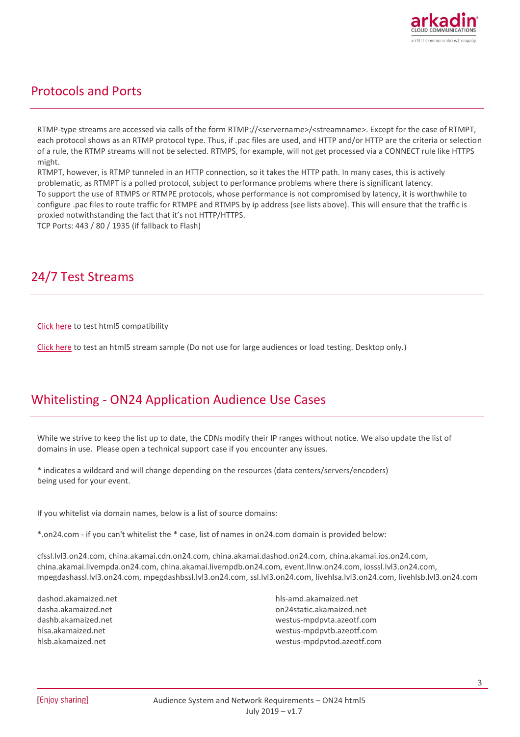## Protocols and Ports

RTMP-type streams are accessed via calls of the form RTMP://<servername>/<streamname>. Except for the case of RTMPT, each protocol shows as an RTMP protocol type. Thus, if .pac files are used, and HTTP and/or HTTP are the criteria or selection of a rule, the RTMP streams will not be selected. RTMPS, for example, will not get processed via a CONNECT rule like HTTPS might.
RTMPT, however, is RTMP tunneled in an HTTP connection, so it takes the HTTP path. In many cases, this is actively problematic, as RTMPT is a polled protocol, subject to performance problems where there is significant latency.
To support the use of RTMPS or RTMPE protocols, whose performance is not compromised by latency, it is worthwhile to configure .pac files to route traffic for RTMPE and RTMPS by ip address (see lists above). This will ensure that the traffic is proxied notwithstanding the fact that it's not HTTP/HTTPS.
TCP Ports: 443 / 80 / 1935 (if fallback to Flash)

## 24/7 Test Streams

Click here to test html5 compatibility

Click here to test an html5 stream sample (Do not use for large audiences or load testing. Desktop only.)

## Whitelisting - ON24 Application Audience Use Cases

While we strive to keep the list up to date, the CDNs modify their IP ranges without notice. We also update the list of domains in use. Please open a technical support case if you encounter any issues.

* indicates a wildcard and will change depending on the resources (data centers/servers/encoders) being used for your event.

If you whitelist via domain names, below is a list of source domains:

*.on24.com - if you can't whitelist the * case, list of names in on24.com domain is provided below:

cfssl.lvl3.on24.com, china.akamai.cdn.on24.com, china.akamai.dashod.on24.com, china.akamai.ios.on24.com, china.akamai.livempda.on24.com, china.akamai.livempdb.on24.com, event.llnw.on24.com, iosssl.lvl3.on24.com, mpegdashassl.lvl3.on24.com, mpegdashbssl.lvl3.on24.com, ssl.lvl3.on24.com, livehlsa.lvl3.on24.com, livehlsb.lvl3.on24.com

dashod.akamaized.net
dasha.akamaized.net
dashb.akamaized.net
hlsa.akamaized.net
hlsb.akamaized.net
hls-amd.akamaized.net
on24static.akamaized.net
westus-mpdpvta.azeotf.com
westus-mpdpvtb.azeotf.com
westus-mpdpvtod.azeotf.com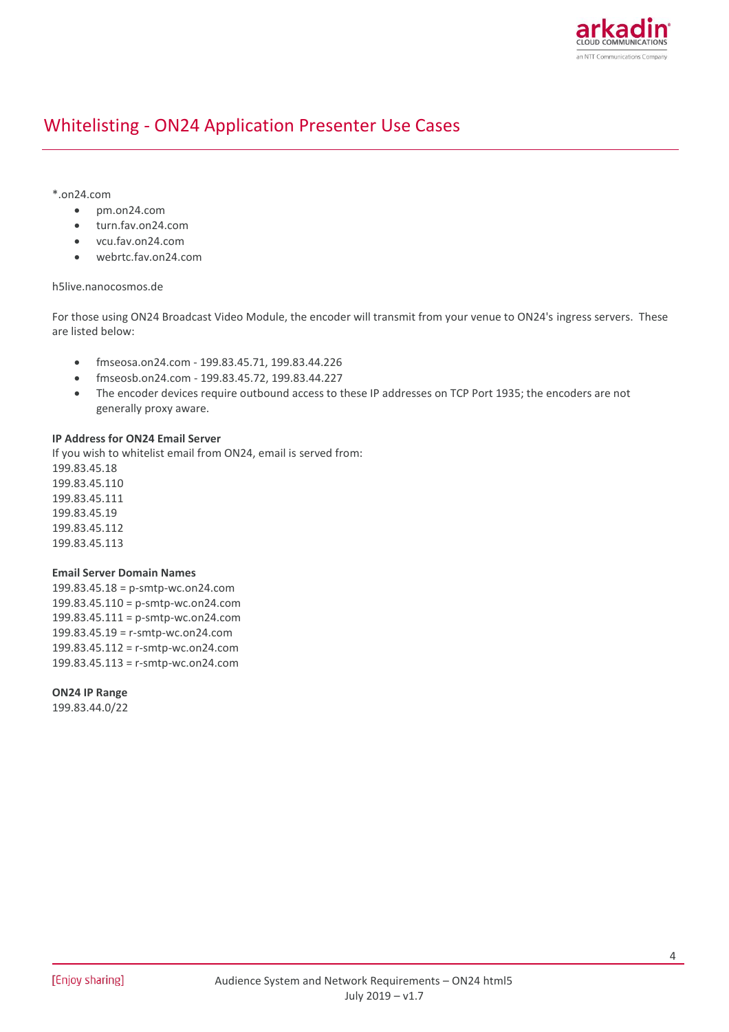# Whitelisting - ON24 Application Presenter Use Cases

*.on24.com

- pm.on24.com
- turn.fav.on24.com
- vcu.fav.on24.com
- webrtc.fav.on24.com

h5live.nanocosmos.de

For those using ON24 Broadcast Video Module, the encoder will transmit from your venue to ON24's ingress servers. These are listed below:

- fmseosa.on24.com - 199.83.45.71, 199.83.44.226
- fmseosb.on24.com - 199.83.45.72, 199.83.44.227
- The encoder devices require outbound access to these IP addresses on TCP Port 1935; the encoders are not generally proxy aware.

**IP Address for ON24 Email Server**

If you wish to whitelist email from ON24, email is served from:
199.83.45.18
199.83.45.110
199.83.45.111
199.83.45.19
199.83.45.112
199.83.45.113

**Email Server Domain Names**

199.83.45.18 = p-smtp-wc.on24.com
199.83.45.110 = p-smtp-wc.on24.com
199.83.45.111 = p-smtp-wc.on24.com
199.83.45.19 = r-smtp-wc.on24.com
199.83.45.112 = r-smtp-wc.on24.com
199.83.45.113 = r-smtp-wc.on24.com

**ON24 IP Range**

199.83.44.0/22